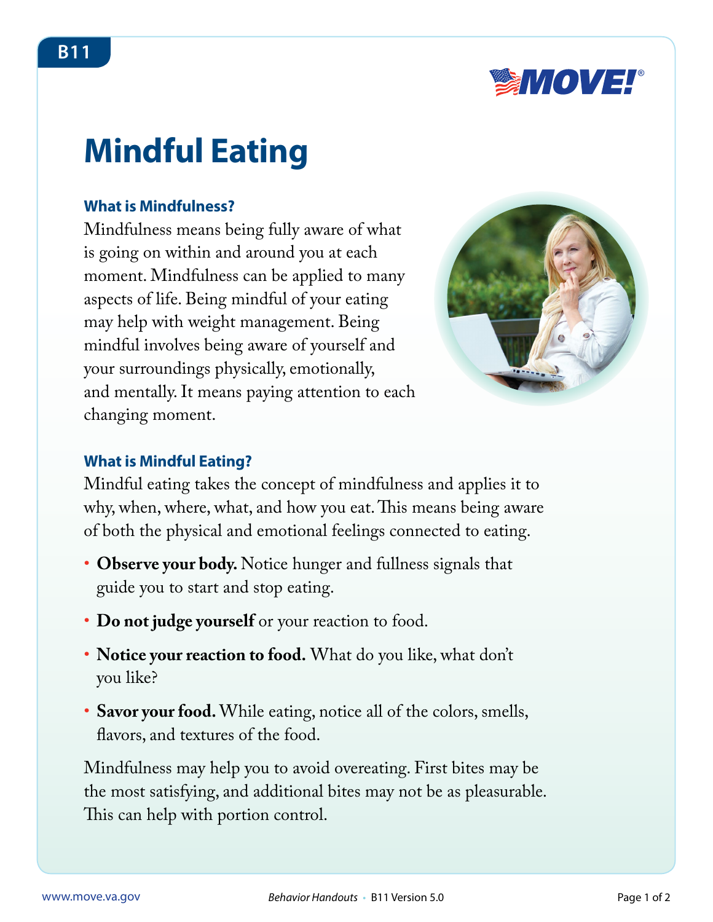# Mindful Eating

### What is Mindfulness?

Mindfulness means being fully aware of what is going on within and around you at each moment. Mindfulness can be applied to many aspects of life. Being mindful of your eating may help with weight management. Being mindful involves being aware of yourself and your surroundings physically, emotionally, and mentally. It means paying attention to each changing moment.

### What is Mindful Eating?

Mindful eating takes the concept of mindfulness and applies it to why, when, where, what, and how you eat. This means being aware of both the physical and emotional feelings connected to eating.

- **Observe your body.** Notice hunger and fullness signals that guide you to start and stop eating.
- **Do not judge yourself** or your reaction to food.
- **Notice your reaction to food.** What do you like, what don't you like?
- **Savor your food.** While eating, notice all of the colors, smells, flavors, and textures of the food.

Mindfulness may help you to avoid overeating. First bites may be the most satisfying, and additional bites may not be as pleasurable. This can help with portion control.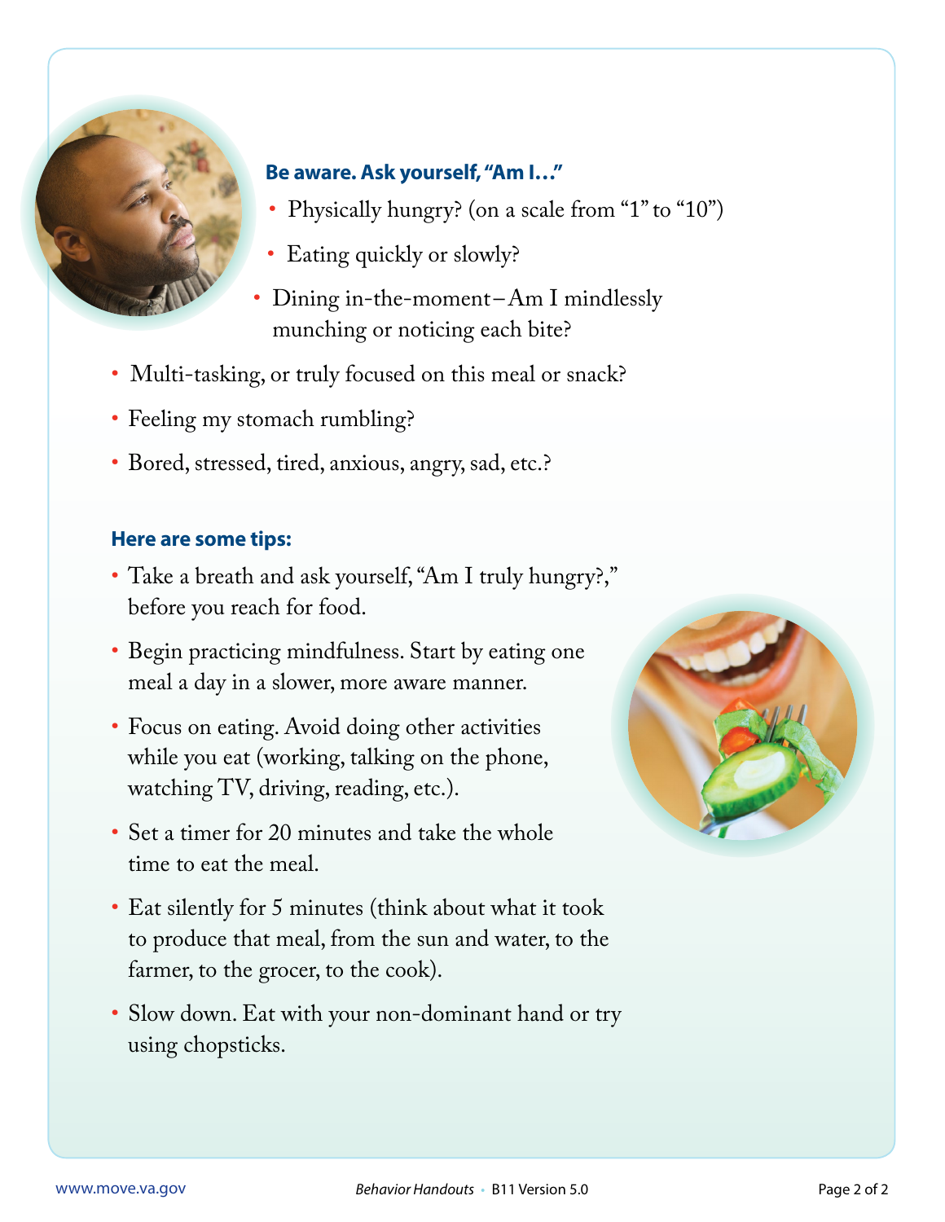**Be aware. Ask yourself, "Am I…"**

- Physically hungry? (on a scale from "1" to "10")
- Eating quickly or slowly?
- Dining in-the-moment–Am I mindlessly munching or noticing each bite?
- Multi-tasking, or truly focused on this meal or snack?
- Feeling my stomach rumbling?
- Bored, stressed, tired, anxious, angry, sad, etc.?

**Here are some tips:**

- Take a breath and ask yourself, "Am I truly hungry?," before you reach for food.
- Begin practicing mindfulness. Start by eating one meal a day in a slower, more aware manner.
- Focus on eating. Avoid doing other activities while you eat (working, talking on the phone, watching TV, driving, reading, etc.).
- Set a timer for 20 minutes and take the whole time to eat the meal.
- Eat silently for 5 minutes (think about what it took to produce that meal, from the sun and water, to the farmer, to the grocer, to the cook).
- Slow down. Eat with your non-dominant hand or try using chopsticks.